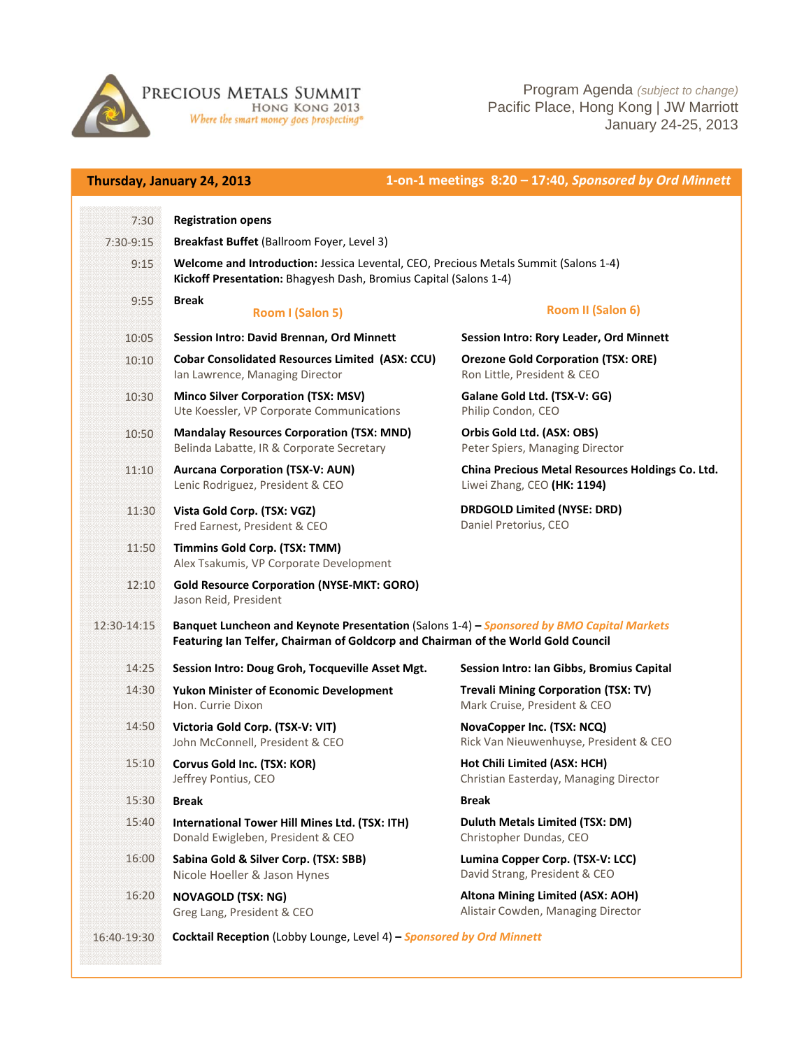# Precious Metals Summit

**Hong Kong 2013**

*Where the smart money goes prospecting®*

Program Agenda *(subject to change)*
Pacific Place, Hong Kong | JW Marriott
January 24-25, 2013

## Thursday, January 24, 2013

**1-on-1 meetings 8:20 – 17:40, *Sponsored by Ord Minnett***

| Time | Room I (Salon 5) | Room II (Salon 6) |
|---|---|---|
| 7:30 | **Registration opens** | |
| 7:30-9:15 | **Breakfast Buffet** (Ballroom Foyer, Level 3) | |
| 9:15 | **Welcome and Introduction:** Jessica Levental, CEO, Precious Metals Summit (Salons 1-4)<br>**Kickoff Presentation:** Bhagyesh Dash, Bromius Capital (Salons 1-4) | |
| 9:55 | **Break** | |
| 10:05 | **Session Intro: David Brennan, Ord Minnett** | **Session Intro: Rory Leader, Ord Minnett** |
| 10:10 | **Cobar Consolidated Resources Limited (ASX: CCU)**<br>Ian Lawrence, Managing Director | **Orezone Gold Corporation (TSX: ORE)**<br>Ron Little, President & CEO |
| 10:30 | **Minco Silver Corporation (TSX: MSV)**<br>Ute Koessler, VP Corporate Communications | **Galane Gold Ltd. (TSX-V: GG)**<br>Philip Condon, CEO |
| 10:50 | **Mandalay Resources Corporation (TSX: MND)**<br>Belinda Labatte, IR & Corporate Secretary | **Orbis Gold Ltd. (ASX: OBS)**<br>Peter Spiers, Managing Director |
| 11:10 | **Aurcana Corporation (TSX-V: AUN)**<br>Lenic Rodriguez, President & CEO | **China Precious Metal Resources Holdings Co. Ltd.**<br>Liwei Zhang, CEO **(HK: 1194)** |
| 11:30 | **Vista Gold Corp. (TSX: VGZ)**<br>Fred Earnest, President & CEO | **DRDGOLD Limited (NYSE: DRD)**<br>Daniel Pretorius, CEO |
| 11:50 | **Timmins Gold Corp. (TSX: TMM)**<br>Alex Tsakumis, VP Corporate Development | |
| 12:10 | **Gold Resource Corporation (NYSE-MKT: GORO)**<br>Jason Reid, President | |
| 12:30-14:15 | **Banquet Luncheon and Keynote Presentation** (Salons 1-4) – ***Sponsored by BMO Capital Markets***<br>**Featuring Ian Telfer, Chairman of Goldcorp and Chairman of the World Gold Council** | |
| 14:25 | **Session Intro: Doug Groh, Tocqueville Asset Mgt.** | **Session Intro: Ian Gibbs, Bromius Capital** |
| 14:30 | **Yukon Minister of Economic Development**<br>Hon. Currie Dixon | **Trevali Mining Corporation (TSX: TV)**<br>Mark Cruise, President & CEO |
| 14:50 | **Victoria Gold Corp. (TSX-V: VIT)**<br>John McConnell, President & CEO | **NovaCopper Inc. (TSX: NCQ)**<br>Rick Van Nieuwenhuyse, President & CEO |
| 15:10 | **Corvus Gold Inc. (TSX: KOR)**<br>Jeffrey Pontius, CEO | **Hot Chili Limited (ASX: HCH)**<br>Christian Easterday, Managing Director |
| 15:30 | **Break** | **Break** |
| 15:40 | **International Tower Hill Mines Ltd. (TSX: ITH)**<br>Donald Ewigleben, President & CEO | **Duluth Metals Limited (TSX: DM)**<br>Christopher Dundas, CEO |
| 16:00 | **Sabina Gold & Silver Corp. (TSX: SBB)**<br>Nicole Hoeller & Jason Hynes | **Lumina Copper Corp. (TSX-V: LCC)**<br>David Strang, President & CEO |
| 16:20 | **NOVAGOLD (TSX: NG)**<br>Greg Lang, President & CEO | **Altona Mining Limited (ASX: AOH)**<br>Alistair Cowden, Managing Director |
| 16:40-19:30 | **Cocktail Reception** (Lobby Lounge, Level 4) – ***Sponsored by Ord Minnett*** | |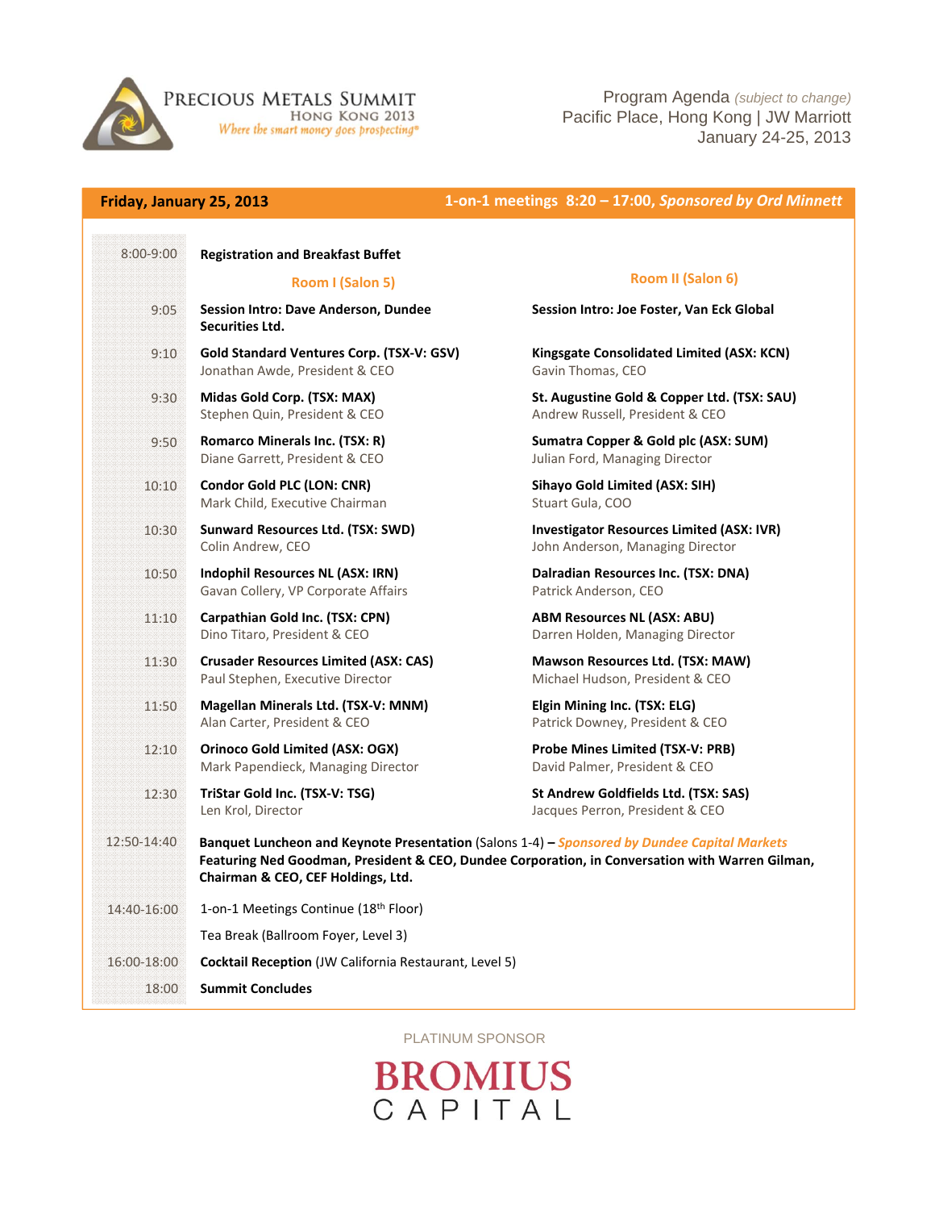**Precious Metals Summit**
Hong Kong 2013
*Where the smart money goes prospecting®*

Program Agenda *(subject to change)*
Pacific Place, Hong Kong | JW Marriott
January 24-25, 2013

## Friday, January 25, 2013

**1-on-1 meetings 8:20 – 17:00, *Sponsored by Ord Minnett***

| Time | Room I (Salon 5) | Room II (Salon 6) |
|---|---|---|
| 8:00-9:00 | **Registration and Breakfast Buffet** | |
| 9:05 | **Session Intro: Dave Anderson, Dundee Securities Ltd.** | **Session Intro: Joe Foster, Van Eck Global** |
| 9:10 | **Gold Standard Ventures Corp. (TSX-V: GSV)** Jonathan Awde, President & CEO | **Kingsgate Consolidated Limited (ASX: KCN)** Gavin Thomas, CEO |
| 9:30 | **Midas Gold Corp. (TSX: MAX)** Stephen Quin, President & CEO | **St. Augustine Gold & Copper Ltd. (TSX: SAU)** Andrew Russell, President & CEO |
| 9:50 | **Romarco Minerals Inc. (TSX: R)** Diane Garrett, President & CEO | **Sumatra Copper & Gold plc (ASX: SUM)** Julian Ford, Managing Director |
| 10:10 | **Condor Gold PLC (LON: CNR)** Mark Child, Executive Chairman | **Sihayo Gold Limited (ASX: SIH)** Stuart Gula, COO |
| 10:30 | **Sunward Resources Ltd. (TSX: SWD)** Colin Andrew, CEO | **Investigator Resources Limited (ASX: IVR)** John Anderson, Managing Director |
| 10:50 | **Indophil Resources NL (ASX: IRN)** Gavan Collery, VP Corporate Affairs | **Dalradian Resources Inc. (TSX: DNA)** Patrick Anderson, CEO |
| 11:10 | **Carpathian Gold Inc. (TSX: CPN)** Dino Titaro, President & CEO | **ABM Resources NL (ASX: ABU)** Darren Holden, Managing Director |
| 11:30 | **Crusader Resources Limited (ASX: CAS)** Paul Stephen, Executive Director | **Mawson Resources Ltd. (TSX: MAW)** Michael Hudson, President & CEO |
| 11:50 | **Magellan Minerals Ltd. (TSX-V: MNM)** Alan Carter, President & CEO | **Elgin Mining Inc. (TSX: ELG)** Patrick Downey, President & CEO |
| 12:10 | **Orinoco Gold Limited (ASX: OGX)** Mark Papendieck, Managing Director | **Probe Mines Limited (TSX-V: PRB)** David Palmer, President & CEO |
| 12:30 | **TriStar Gold Inc. (TSX-V: TSG)** Len Krol, Director | **St Andrew Goldfields Ltd. (TSX: SAS)** Jacques Perron, President & CEO |
| 12:50-14:40 | **Banquet Luncheon and Keynote Presentation** (Salons 1-4) – ***Sponsored by Dundee Capital Markets*** **Featuring Ned Goodman, President & CEO, Dundee Corporation, in Conversation with Warren Gilman, Chairman & CEO, CEF Holdings, Ltd.** | |
| 14:40-16:00 | 1-on-1 Meetings Continue (18th Floor) Tea Break (Ballroom Foyer, Level 3) | |
| 16:00-18:00 | **Cocktail Reception** (JW California Restaurant, Level 5) | |
| 18:00 | **Summit Concludes** | |

PLATINUM SPONSOR

**BROMIUS CAPITAL**